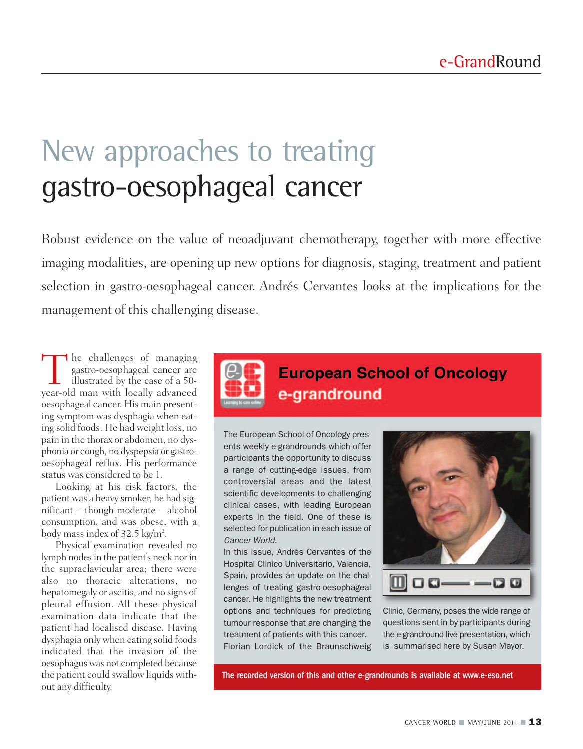# New approaches to treating gastro-oesophageal cancer

Robust evidence on the value of neoadjuvant chemotherapy, together with more effective imaging modalities, are opening up new options for diagnosis, staging, treatment and patient selection in gastro-oesophageal cancer. Andrés Cervantes looks at the implications for the management of this challenging disease.

## European School of Oncology e-grandround

The European School of Oncology presents weekly e-grandrounds which offer participants the opportunity to discuss a range of cutting-edge issues, from controversial areas and the latest scientific developments to challenging clinical cases, with leading European experts in the field. One of these is selected for publication in each issue of *Cancer World*.

In this issue, Andrés Cervantes of the Hospital Clinico Universitario, Valencia, Spain, provides an update on the challenges of treating gastro-oesophageal cancer. He highlights the new treatment options and techniques for predicting tumour response that are changing the treatment of patients with this cancer. Florian Lordick of the Braunschweig Clinic, Germany, poses the wide range of questions sent in by participants during the e-grandround live presentation, which is summarised here by Susan Mayor.

**The recorded version of this and other e-grandrounds is available at www.e-eso.net**

The challenges of managing gastro-oesophageal cancer are illustrated by the case of a 50-year-old man with locally advanced oesophageal cancer. His main presenting symptom was dysphagia when eating solid foods. He had weight loss, no pain in the thorax or abdomen, no dysphonia or cough, no dyspepsia or gastro-oesophageal reflux. His performance status was considered to be 1.

Looking at his risk factors, the patient was a heavy smoker, he had significant – though moderate – alcohol consumption, and was obese, with a body mass index of 32.5 kg/m$^2$.

Physical examination revealed no lymph nodes in the patient's neck nor in the supraclavicular area; there were also no thoracic alterations, no hepatomegaly or ascitis, and no signs of pleural effusion. All these physical examination data indicate that the patient had localised disease. Having dysphagia only when eating solid foods indicated that the invasion of the oesophagus was not completed because the patient could swallow liquids without any difficulty.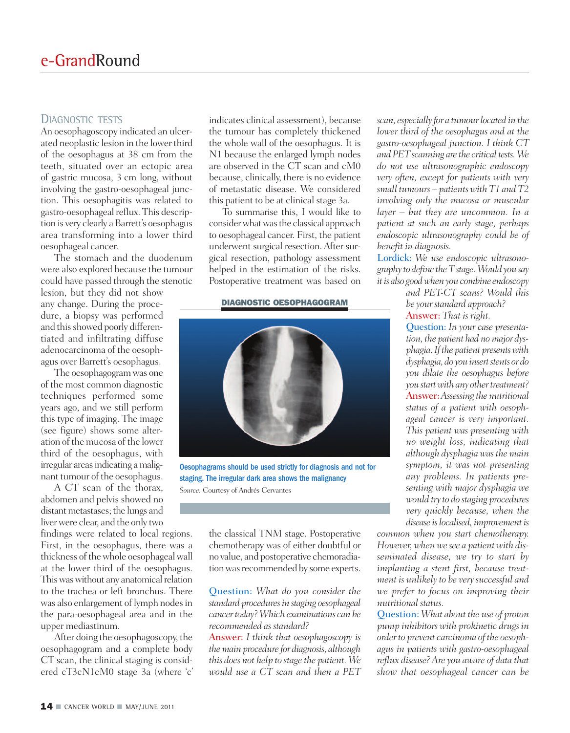## Diagnostic tests

An oesophagoscopy indicated an ulcerated neoplastic lesion in the lower third of the oesophagus at 38 cm from the teeth, situated over an ectopic area of gastric mucosa, 3 cm long, without involving the gastro-oesophageal junction. This oesophagitis was related to gastro-oesophageal reflux. This description is very clearly a Barrett's oesophagus area transforming into a lower third oesophageal cancer.

The stomach and the duodenum were also explored because the tumour could have passed through the stenotic lesion, but they did not show any change. During the procedure, a biopsy was performed and this showed poorly differentiated and infiltrating diffuse adenocarcinoma of the oesophagus over Barrett's oesophagus.

The oesophagogram was one of the most common diagnostic techniques performed some years ago, and we still perform this type of imaging. The image (see figure) shows some alteration of the mucosa of the lower third of the oesophagus, with irregular areas indicating a malignant tumour of the oesophagus.

A CT scan of the thorax, abdomen and pelvis showed no distant metastases; the lungs and liver were clear, and the only two findings were related to local regions. First, in the oesophagus, there was a thickness of the whole oesophageal wall at the lower third of the oesophagus. This was without any anatomical relation to the trachea or left bronchus. There was also enlargement of lymph nodes in the para-oesophageal area and in the upper mediastinum.

After doing the oesophagoscopy, the oesophagogram and a complete body CT scan, the clinical staging is considered cT3cN1cM0 stage 3a (where 'c' indicates clinical assessment), because the tumour has completely thickened the whole wall of the oesophagus. It is N1 because the enlarged lymph nodes are observed in the CT scan and cM0 because, clinically, there is no evidence of metastatic disease. We considered this patient to be at clinical stage 3a.

To summarise this, I would like to consider what was the classical approach to oesophageal cancer. First, the patient underwent surgical resection. After surgical resection, pathology assessment helped in the estimation of the risks. Postoperative treatment was based on the classical TNM stage. Postoperative chemotherapy was of either doubtful or no value, and postoperative chemoradiation was recommended by some experts.

**DIAGNOSTIC OESOPHAGOGRAM**

Oesophagrams should be used strictly for diagnosis and not for staging. The irregular dark area shows the malignancy

*Source:* Courtesy of Andrés Cervantes

**Question:** *What do you consider the standard procedures in staging oesophageal cancer today? Which examinations can be recommended as standard?*

**Answer:** *I think that oesophagoscopy is the main procedure for diagnosis, although this does not help to stage the patient. We would use a CT scan and then a PET scan, especially for a tumour located in the lower third of the oesophagus and at the gastro-oesophageal junction. I think CT and PET scanning are the critical tests. We do not use ultrasonographic endoscopy very often, except for patients with very small tumours – patients with T1 and T2 involving only the mucosa or muscular layer – but they are uncommon. In a patient at such an early stage, perhaps endoscopic ultrasonography could be of benefit in diagnosis.*

**Lordick:** *We use endoscopic ultrasonography to define the T stage. Would you say it is also good when you combine endoscopy and PET-CT scans? Would this be your standard approach?*

**Answer:** *That is right.*

**Question:** *In your case presentation, the patient had no major dysphagia. If the patient presents with dysphagia, do you insert stents or do you dilate the oesophagus before you start with any other treatment?*

**Answer:** *Assessing the nutritional status of a patient with oesophageal cancer is very important. This patient was presenting with no weight loss, indicating that although dysphagia was the main symptom, it was not presenting any problems. In patients presenting with major dysphagia we would try to do staging procedures very quickly because, when the disease is localised, improvement is common when you start chemotherapy. However, when we see a patient with disseminated disease, we try to start by implanting a stent first, because treatment is unlikely to be very successful and we prefer to focus on improving their nutritional status.*

**Question:** *What about the use of proton pump inhibitors with prokinetic drugs in order to prevent carcinoma of the oesophagus in patients with gastro-oesophageal reflux disease? Are you aware of data that show that oesophageal cancer can be*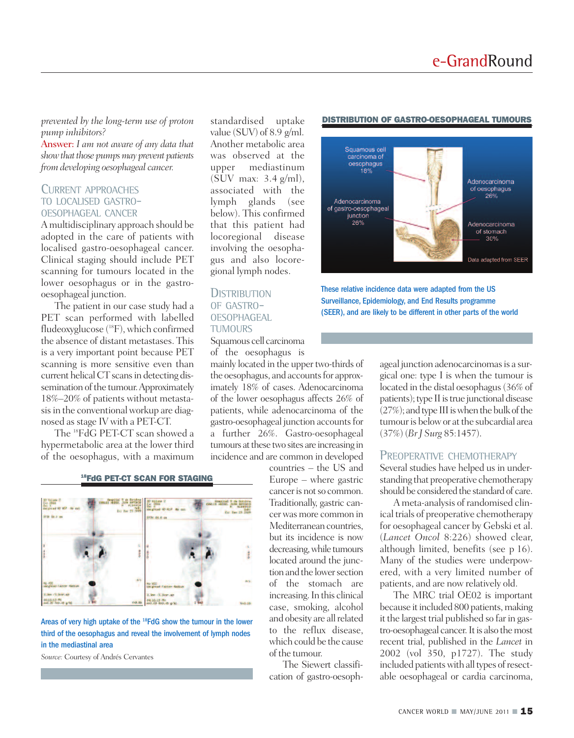*prevented by the long-term use of proton pump inhibitors?*

Answer: *I am not aware of any data that show that those pumps may prevent patients from developing oesophageal cancer.*

## Current approaches to localised gastro-oesophageal cancer

A multidisciplinary approach should be adopted in the care of patients with localised gastro-oesophageal cancer. Clinical staging should include PET scanning for tumours located in the lower oesophagus or in the gastro-oesophageal junction.

The patient in our case study had a PET scan performed with labelled fludeoxyglucose ($^{18}$F), which confirmed the absence of distant metastases. This is a very important point because PET scanning is more sensitive even than current helical CT scans in detecting dissemination of the tumour. Approximately 18%–20% of patients without metastasis in the conventional workup are diagnosed as stage IV with a PET-CT.

The $^{18}$FdG PET-CT scan showed a hypermetabolic area at the lower third of the oesophagus, with a maximum standardised uptake value (SUV) of 8.9 g/ml. Another metabolic area was observed at the upper mediastinum (SUV max: 3.4 g/ml), associated with the lymph glands (see below). This confirmed that this patient had locoregional disease involving the oesophagus and also locoregional lymph nodes.

**$^{18}$FdG PET-CT SCAN FOR STAGING**

Areas of very high uptake of the $^{18}$FdG show the tumour in the lower third of the oesophagus and reveal the involvement of lymph nodes in the mediastinal area

*Source:* Courtesy of Andrés Cervantes

## Distribution of gastro-oesophageal tumours

Squamous cell carcinoma of the oesophagus is mainly located in the upper two-thirds of the oesophagus, and accounts for approximately 18% of cases. Adenocarcinoma of the lower oesophagus affects 26% of patients, while adenocarcinoma of the gastro-oesophageal junction accounts for a further 26%. Gastro-oesophageal tumours at these two sites are increasing in incidence and are common in developed countries – the US and Europe – where gastric cancer is not so common. Traditionally, gastric cancer was more common in Mediterranean countries, but its incidence is now decreasing, while tumours located around the junction and the lower section of the stomach are increasing. In this clinical case, smoking, alcohol and obesity are all related to the reflux disease, which could be the cause of the tumour.

The Siewert classification of gastro-oesophageal junction adenocarcinomas is a surgical one: type I is when the tumour is located in the distal oesophagus (36% of patients); type II is true junctional disease (27%); and type III is when the bulk of the tumour is below or at the subcardial area (37%) (*Br J Surg* 85:1457).

**DISTRIBUTION OF GASTRO-OESOPHAGEAL TUMOURS**

Squamous cell carcinoma of oesophagus 18%

Adenocarcinoma of oesophagus 26%

Adenocarcinoma of gastro-oesophageal junction 26%

Adenocarcinoma of stomach 30%

Data adapted from SEER

These relative incidence data were adapted from the US Surveillance, Epidemiology, and End Results programme (SEER), and are likely to be different in other parts of the world

## Preoperative chemotherapy

Several studies have helped us in understanding that preoperative chemotherapy should be considered the standard of care.

A meta-analysis of randomised clinical trials of preoperative chemotherapy for oesophageal cancer by Gebski et al. (*Lancet Oncol* 8:226) showed clear, although limited, benefits (see p 16). Many of the studies were underpowered, with a very limited number of patients, and are now relatively old.

The MRC trial OE02 is important because it included 800 patients, making it the largest trial published so far in gastro-oesophageal cancer. It is also the most recent trial, published in the *Lancet* in 2002 (vol 350, p1727). The study included patients with all types of resectable oesophageal or cardia carcinoma,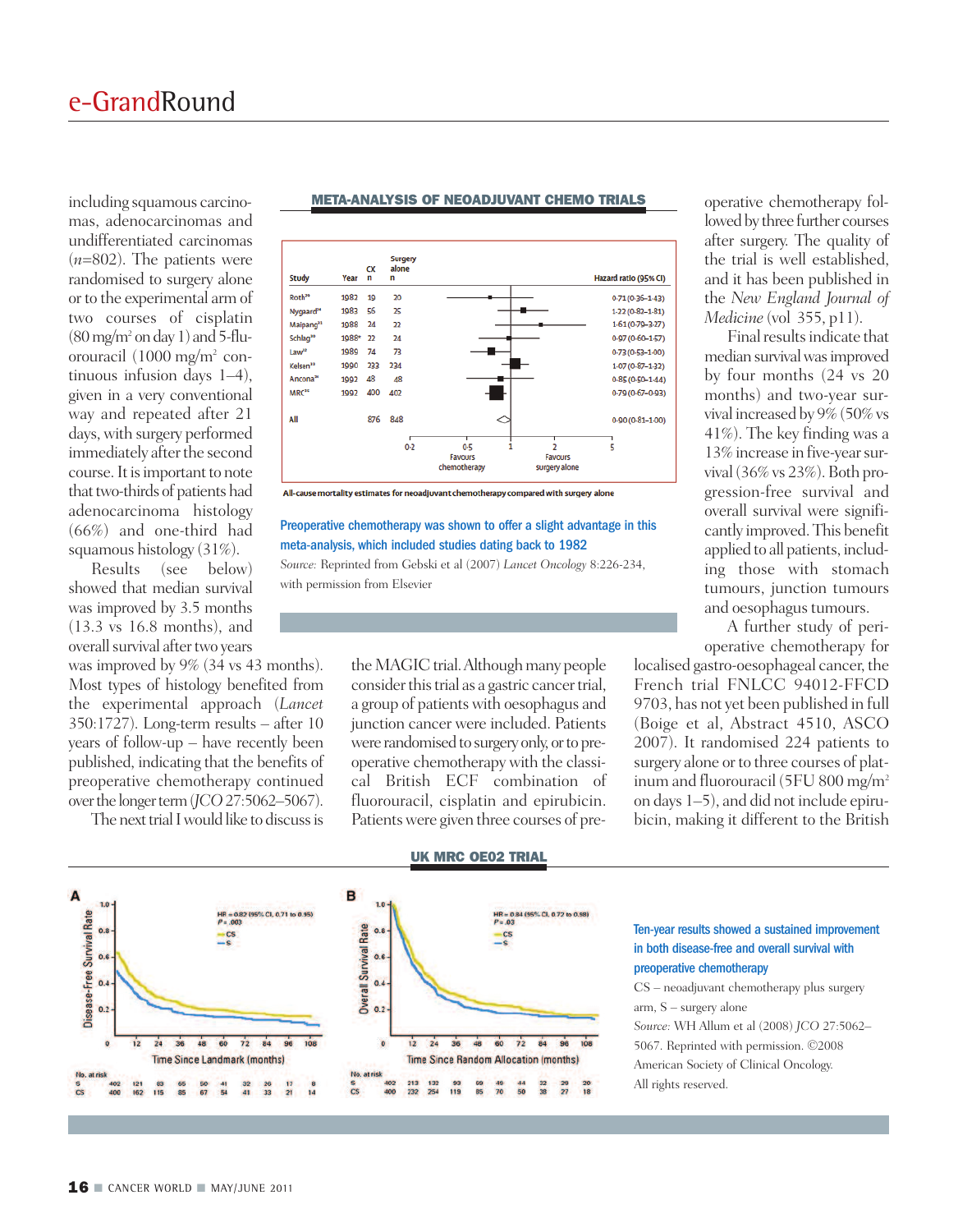including squamous carcinomas, adenocarcinomas and undifferentiated carcinomas ($n$=802). The patients were randomised to surgery alone or to the experimental arm of two courses of cisplatin (80 mg/m$^2$ on day 1) and 5-fluorouracil (1000 mg/m$^2$ continuous infusion days 1–4), given in a very conventional way and repeated after 21 days, with surgery performed immediately after the second course. It is important to note that two-thirds of patients had adenocarcinoma histology (66%) and one-third had squamous histology (31%).

Results (see below) showed that median survival was improved by 3.5 months (13.3 vs 16.8 months), and overall survival after two years was improved by 9% (34 vs 43 months). Most types of histology benefited from the experimental approach (*Lancet* 350:1727). Long-term results – after 10 years of follow-up – have recently been published, indicating that the benefits of preoperative chemotherapy continued over the longer term (*JCO* 27:5062–5067).

The next trial I would like to discuss is the MAGIC trial. Although many people consider this trial as a gastric cancer trial, a group of patients with oesophagus and junction cancer were included. Patients were randomised to surgery only, or to preoperative chemotherapy with the classical British ECF combination of fluorouracil, cisplatin and epirubicin. Patients were given three courses of preoperative chemotherapy followed by three further courses after surgery. The quality of the trial is well established, and it has been published in the *New England Journal of Medicine* (vol 355, p11).

Final results indicate that median survival was improved by four months (24 vs 20 months) and two-year survival increased by 9% (50% vs 41%). The key finding was a 13% increase in five-year survival (36% vs 23%). Both progression-free survival and overall survival were significantly improved. This benefit applied to all patients, including those with stomach tumours, junction tumours and oesophagus tumours.

A further study of perioperative chemotherapy for localised gastro-oesophageal cancer, the French trial FNLCC 94012-FFCD 9703, has not yet been published in full (Boige et al, Abstract 4510, ASCO 2007). It randomised 224 patients to surgery alone or to three courses of platinum and fluorouracil (5FU 800 mg/m$^2$ on days 1–5), and did not include epirubicin, making it different to the British

### META-ANALYSIS OF NEOADJUVANT CHEMO TRIALS

| Study | Year | CX n | Surgery alone n | Hazard ratio (95% CI) |
|---|---|---|---|---|
| Roth[29] | 1982 | 19 | 20 | 0·71 (0·36–1·43) |
| Nygaard[14] | 1983 | 56 | 25 | 1·22 (0·82–1·81) |
| Maipang[31] | 1988 | 24 | 22 | 1·61 (0·79–3·27) |
| Schlag[30] | 1988* | 22 | 24 | 0·97 (0·60–1·57) |
| Law[32] | 1989 | 74 | 73 | 0·73 (0·53–1·00) |
| Kelsen[33] | 1990 | 233 | 234 | 1·07 (0·87–1·32) |
| Ancona[34] | 1992 | 48 | 48 | 0·85 (0·50–1·44) |
| MRC[35] | 1992 | 400 | 402 | 0·79 (0·67–0·93) |
| All | | 876 | 848 | 0·90 (0·81–1·00) |

All-cause mortality estimates for neoadjuvant chemotherapy compared with surgery alone

Preoperative chemotherapy was shown to offer a slight advantage in this meta-analysis, which included studies dating back to 1982

*Source:* Reprinted from Gebski et al (2007) *Lancet Oncology* 8:226-234, with permission from Elsevier

### UK MRC OE02 TRIAL

Ten-year results showed a sustained improvement in both disease-free and overall survival with preoperative chemotherapy

CS – neoadjuvant chemotherapy plus surgery arm, S – surgery alone

*Source:* WH Allum et al (2008) *JCO* 27:5062–5067. Reprinted with permission. ©2008 American Society of Clinical Oncology. All rights reserved.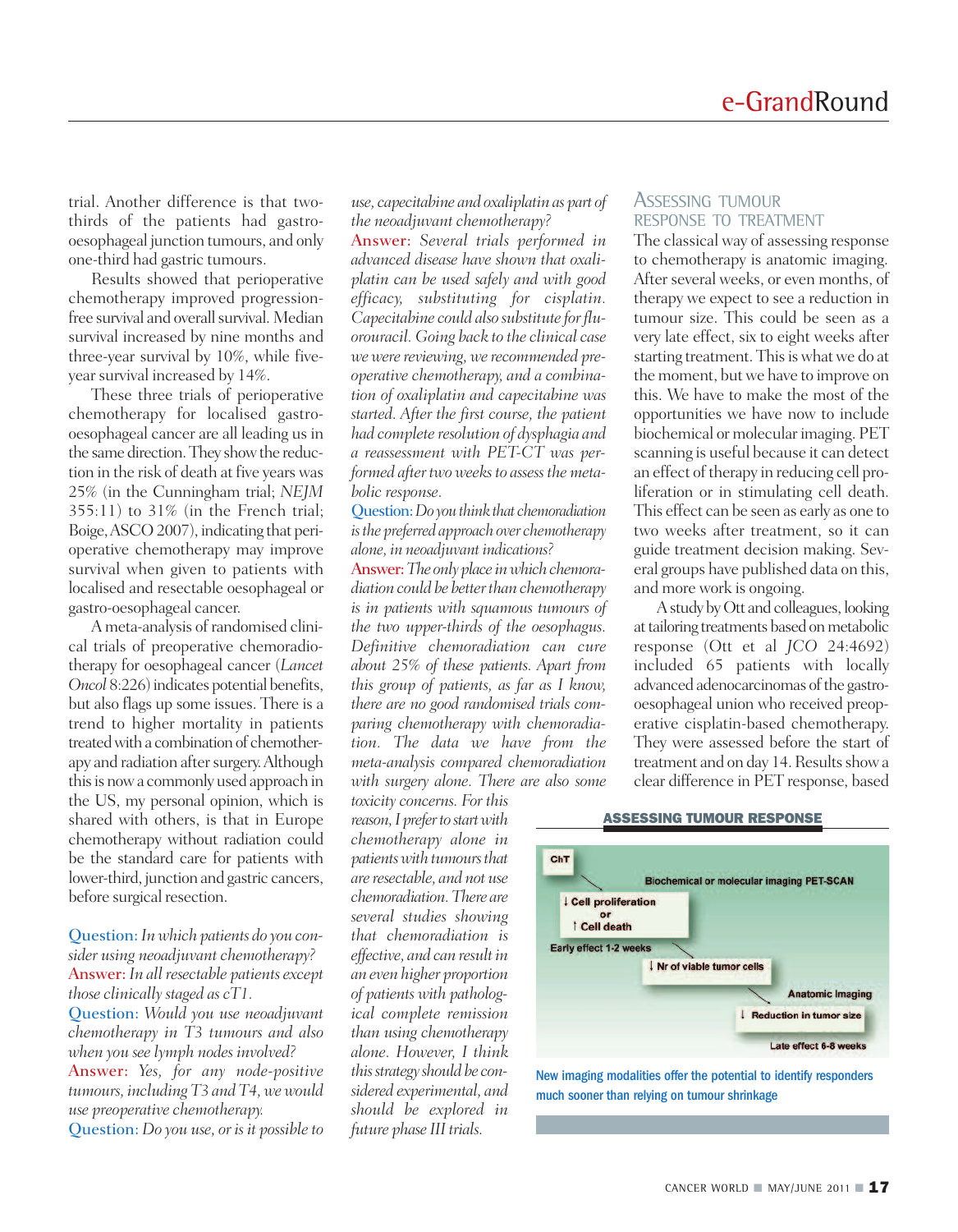trial. Another difference is that two-thirds of the patients had gastro-oesophageal junction tumours, and only one-third had gastric tumours.

Results showed that perioperative chemotherapy improved progression-free survival and overall survival. Median survival increased by nine months and three-year survival by 10%, while five-year survival increased by 14%.

These three trials of perioperative chemotherapy for localised gastro-oesophageal cancer are all leading us in the same direction. They show the reduction in the risk of death at five years was 25% (in the Cunningham trial; *NEJM* 355:11) to 31% (in the French trial; Boige, ASCO 2007), indicating that perioperative chemotherapy may improve survival when given to patients with localised and resectable oesophageal or gastro-oesophageal cancer.

A meta-analysis of randomised clinical trials of preoperative chemoradiotherapy for oesophageal cancer (*Lancet Oncol* 8:226) indicates potential benefits, but also flags up some issues. There is a trend to higher mortality in patients treated with a combination of chemotherapy and radiation after surgery. Although this is now a commonly used approach in the US, my personal opinion, which is shared with others, is that in Europe chemotherapy without radiation could be the standard care for patients with lower-third, junction and gastric cancers, before surgical resection.

**Question:** *In which patients do you consider using neoadjuvant chemotherapy?*
**Answer:** *In all resectable patients except those clinically staged as cT1.*
**Question:** *Would you use neoadjuvant chemotherapy in T3 tumours and also when you see lymph nodes involved?*
**Answer:** *Yes, for any node-positive tumours, including T3 and T4, we would use preoperative chemotherapy.*
**Question:** *Do you use, or is it possible to use, capecitabine and oxaliplatin as part of the neoadjuvant chemotherapy?*
**Answer:** *Several trials performed in advanced disease have shown that oxaliplatin can be used safely and with good efficacy, substituting for cisplatin. Capecitabine could also substitute for fluorouracil. Going back to the clinical case we were reviewing, we recommended preoperative chemotherapy, and a combination of oxaliplatin and capecitabine was started. After the first course, the patient had complete resolution of dysphagia and a reassessment with PET-CT was performed after two weeks to assess the metabolic response.*
**Question:** *Do you think that chemoradiation is the preferred approach over chemotherapy alone, in neoadjuvant indications?*
**Answer:** *The only place in which chemoradiation could be better than chemotherapy is in patients with squamous tumours of the two upper-thirds of the oesophagus. Definitive chemoradiation can cure about 25% of these patients. Apart from this group of patients, as far as I know, there are no good randomised trials comparing chemotherapy with chemoradiation. The data we have from the meta-analysis compared chemoradiation with surgery alone. There are also some toxicity concerns. For this reason, I prefer to start with chemotherapy alone in patients with tumours that are resectable, and not use chemoradiation. There are several studies showing that chemoradiation is effective, and can result in an even higher proportion of patients with pathological complete remission than using chemotherapy alone. However, I think this strategy should be considered experimental, and should be explored in future phase III trials.*

## Assessing tumour response to treatment

The classical way of assessing response to chemotherapy is anatomic imaging. After several weeks, or even months, of therapy we expect to see a reduction in tumour size. This could be seen as a very late effect, six to eight weeks after starting treatment. This is what we do at the moment, but we have to improve on this. We have to make the most of the opportunities we have now to include biochemical or molecular imaging. PET scanning is useful because it can detect an effect of therapy in reducing cell proliferation or in stimulating cell death. This effect can be seen as early as one to two weeks after treatment, so it can guide treatment decision making. Several groups have published data on this, and more work is ongoing.

A study by Ott and colleagues, looking at tailoring treatments based on metabolic response (Ott et al *JCO* 24:4692) included 65 patients with locally advanced adenocarcinomas of the gastro-oesophageal union who received preoperative cisplatin-based chemotherapy. They were assessed before the start of treatment and on day 14. Results show a clear difference in PET response, based

**ASSESSING TUMOUR RESPONSE**

ChT → Biochemical or molecular imaging PET-SCAN → ↓ Cell proliferation or ↑ Cell death → Early effect 1-2 weeks → ↓ Nr of viable tumor cells → Anatomic Imaging → ↓ Reduction in tumor size → Late effect 6-8 weeks

New imaging modalities offer the potential to identify responders much sooner than relying on tumour shrinkage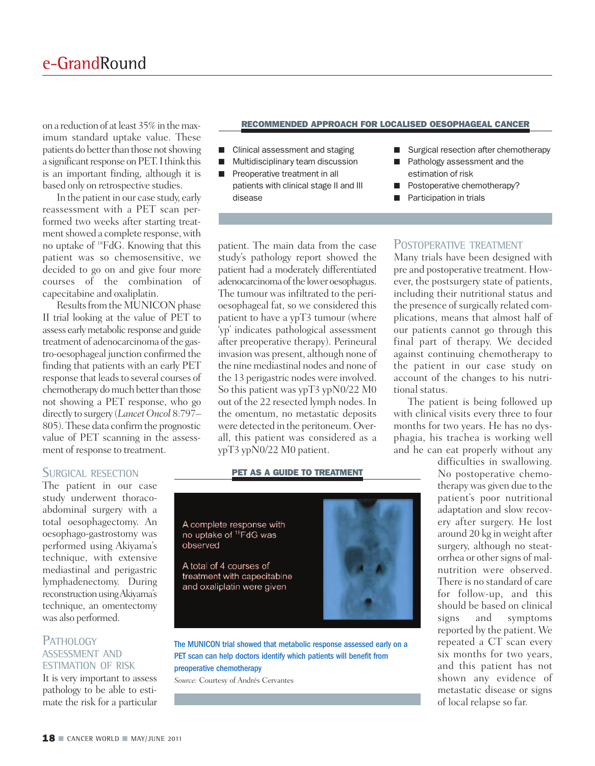on a reduction of at least 35% in the maximum standard uptake value. These patients do better than those not showing a significant response on PET. I think this is an important finding, although it is based only on retrospective studies.

In the patient in our case study, early reassessment with a PET scan performed two weeks after starting treatment showed a complete response, with no uptake of $^{18}$FdG. Knowing that this patient was so chemosensitive, we decided to go on and give four more courses of the combination of capecitabine and oxaliplatin.

Results from the MUNICON phase II trial looking at the value of PET to assess early metabolic response and guide treatment of adenocarcinoma of the gastro-oesophageal junction confirmed the finding that patients with an early PET response that leads to several courses of chemotherapy do much better than those not showing a PET response, who go directly to surgery (*Lancet Oncol* 8:797–805). These data confirm the prognostic value of PET scanning in the assessment of response to treatment.

## Surgical resection

The patient in our case study underwent thoraco-abdominal surgery with a total oesophagectomy. An oesophago-gastrostomy was performed using Akiyama's technique, with extensive mediastinal and perigastric lymphadenectomy. During reconstruction using Akiyama's technique, an omentectomy was also performed.

## Pathology assessment and estimation of risk

It is very important to assess pathology to be able to estimate the risk for a particular patient. The main data from the case study's pathology report showed the patient had a moderately differentiated adenocarcinoma of the lower oesophagus. The tumour was infiltrated to the peri-oesophageal fat, so we considered this patient to have a ypT3 tumour (where 'yp' indicates pathological assessment after preoperative therapy). Perineural invasion was present, although none of the nine mediastinal nodes and none of the 13 perigastric nodes were involved. So this patient was ypT3 ypN0/22 M0 out of the 22 resected lymph nodes. In the omentum, no metastatic deposits were detected in the peritoneum. Overall, this patient was considered as a ypT3 ypN0/22 M0 patient.

## Postoperative treatment

Many trials have been designed with pre and postoperative treatment. However, the postsurgery state of patients, including their nutritional status and the presence of surgically related complications, means that almost half of our patients cannot go through this final part of therapy. We decided against continuing chemotherapy to the patient in our case study on account of the changes to his nutritional status.

The patient is being followed up with clinical visits every three to four months for two years. He has no dysphagia, his trachea is working well and he can eat properly without any difficulties in swallowing. No postoperative chemotherapy was given due to the patient's poor nutritional adaptation and slow recovery after surgery. He lost around 20 kg in weight after surgery, although no steatorrhea or other signs of malnutrition were observed. There is no standard of care for follow-up, and this should be based on clinical signs and symptoms reported by the patient. We repeated a CT scan every six months for two years, and this patient has not shown any evidence of metastatic disease or signs of local relapse so far.

---

**RECOMMENDED APPROACH FOR LOCALISED OESOPHAGEAL CANCER**

- Clinical assessment and staging
- Multidisciplinary team discussion
- Preoperative treatment in all patients with clinical stage II and III disease
- Surgical resection after chemotherapy
- Pathology assessment and the estimation of risk
- Postoperative chemotherapy?
- Participation in trials

---

**PET AS A GUIDE TO TREATMENT**

A complete response with no uptake of $^{18}$FdG was observed

A total of 4 courses of treatment with capecitabine and oxaliplatin were given

**The MUNICON trial showed that metabolic response assessed early on a PET scan can help doctors identify which patients will benefit from preoperative chemotherapy**

*Source:* Courtesy of Andrés Cervantes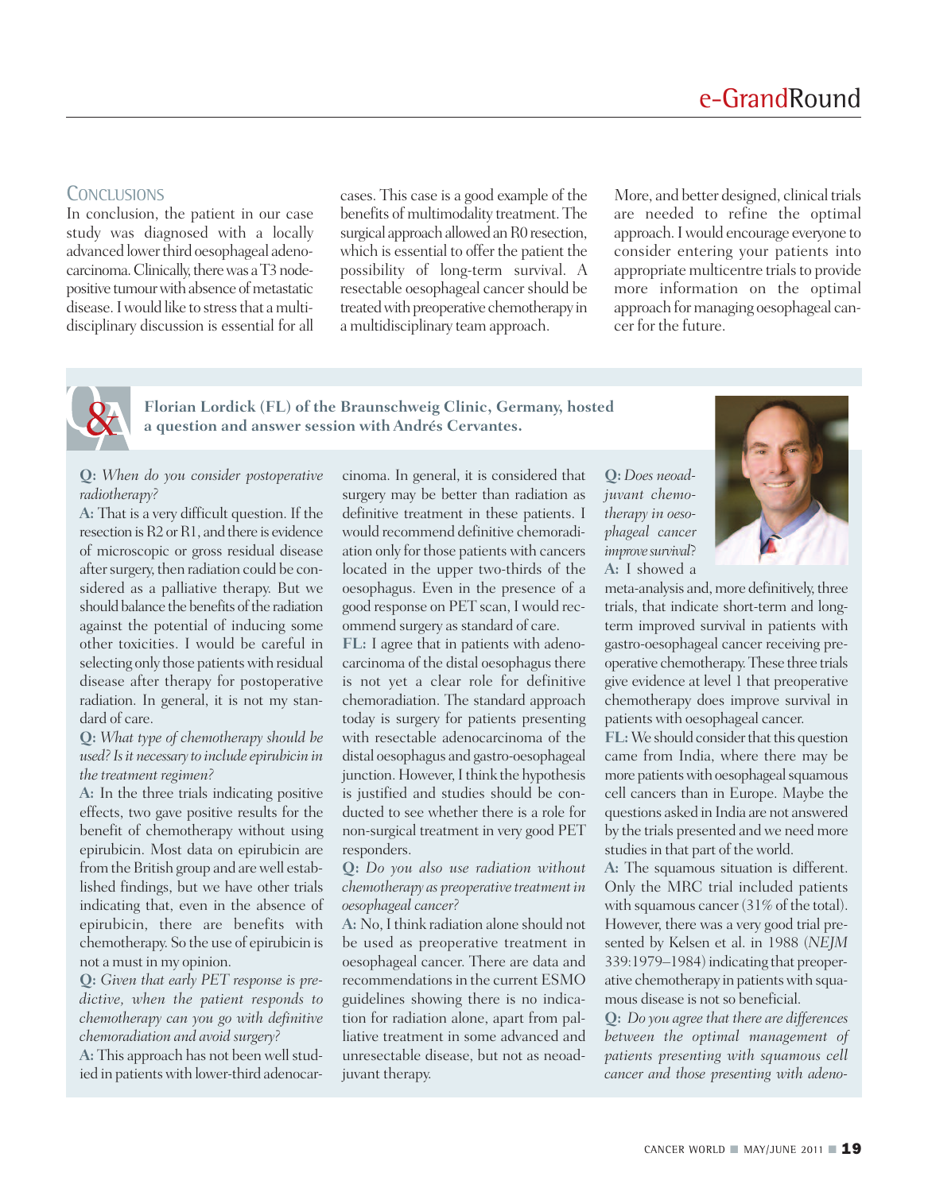## Conclusions

In conclusion, the patient in our case study was diagnosed with a locally advanced lower third oesophageal adenocarcinoma. Clinically, there was a T3 node-positive tumour with absence of metastatic disease. I would like to stress that a multidisciplinary discussion is essential for all cases. This case is a good example of the benefits of multimodality treatment. The surgical approach allowed an R0 resection, which is essential to offer the patient the possibility of long-term survival. A resectable oesophageal cancer should be treated with preoperative chemotherapy in a multidisciplinary team approach.

More, and better designed, clinical trials are needed to refine the optimal approach. I would encourage everyone to consider entering your patients into appropriate multicentre trials to provide more information on the optimal approach for managing oesophageal cancer for the future.

## Q&A

**Florian Lordick (FL) of the Braunschweig Clinic, Germany, hosted a question and answer session with Andrés Cervantes.**

**Q:** *When do you consider postoperative radiotherapy?*

**A:** That is a very difficult question. If the resection is R2 or R1, and there is evidence of microscopic or gross residual disease after surgery, then radiation could be considered as a palliative therapy. But we should balance the benefits of the radiation against the potential of inducing some other toxicities. I would be careful in selecting only those patients with residual disease after therapy for postoperative radiation. In general, it is not my standard of care.

**Q:** *What type of chemotherapy should be used? Is it necessary to include epirubicin in the treatment regimen?*

**A:** In the three trials indicating positive effects, two gave positive results for the benefit of chemotherapy without using epirubicin. Most data on epirubicin are from the British group and are well established findings, but we have other trials indicating that, even in the absence of epirubicin, there are benefits with chemotherapy. So the use of epirubicin is not a must in my opinion.

**Q:** *Given that early PET response is predictive, when the patient responds to chemotherapy can you go with definitive chemoradiation and avoid surgery?*

**A:** This approach has not been well studied in patients with lower-third adenocarcinoma. In general, it is considered that surgery may be better than radiation as definitive treatment in these patients. I would recommend definitive chemoradiation only for those patients with cancers located in the upper two-thirds of the oesophagus. Even in the presence of a good response on PET scan, I would recommend surgery as standard of care.

**FL:** I agree that in patients with adenocarcinoma of the distal oesophagus there is not yet a clear role for definitive chemoradiation. The standard approach today is surgery for patients presenting with resectable adenocarcinoma of the distal oesophagus and gastro-oesophageal junction. However, I think the hypothesis is justified and studies should be conducted to see whether there is a role for non-surgical treatment in very good PET responders.

**Q:** *Do you also use radiation without chemotherapy as preoperative treatment in oesophageal cancer?*

**A:** No, I think radiation alone should not be used as preoperative treatment in oesophageal cancer. There are data and recommendations in the current ESMO guidelines showing there is no indication for radiation alone, apart from palliative treatment in some advanced and unresectable disease, but not as neoadjuvant therapy.

**Q:** *Does neoadjuvant chemotherapy in oesophageal cancer improve survival?*

**A:** I showed a meta-analysis and, more definitively, three trials, that indicate short-term and long-term improved survival in patients with gastro-oesophageal cancer receiving preoperative chemotherapy. These three trials give evidence at level 1 that preoperative chemotherapy does improve survival in patients with oesophageal cancer.

**FL:** We should consider that this question came from India, where there may be more patients with oesophageal squamous cell cancers than in Europe. Maybe the questions asked in India are not answered by the trials presented and we need more studies in that part of the world.

**A:** The squamous situation is different. Only the MRC trial included patients with squamous cancer (31% of the total). However, there was a very good trial presented by Kelsen et al. in 1988 (*NEJM* 339:1979–1984) indicating that preoperative chemotherapy in patients with squamous disease is not so beneficial.

**Q:** *Do you agree that there are differences between the optimal management of patients presenting with squamous cell cancer and those presenting with adeno-*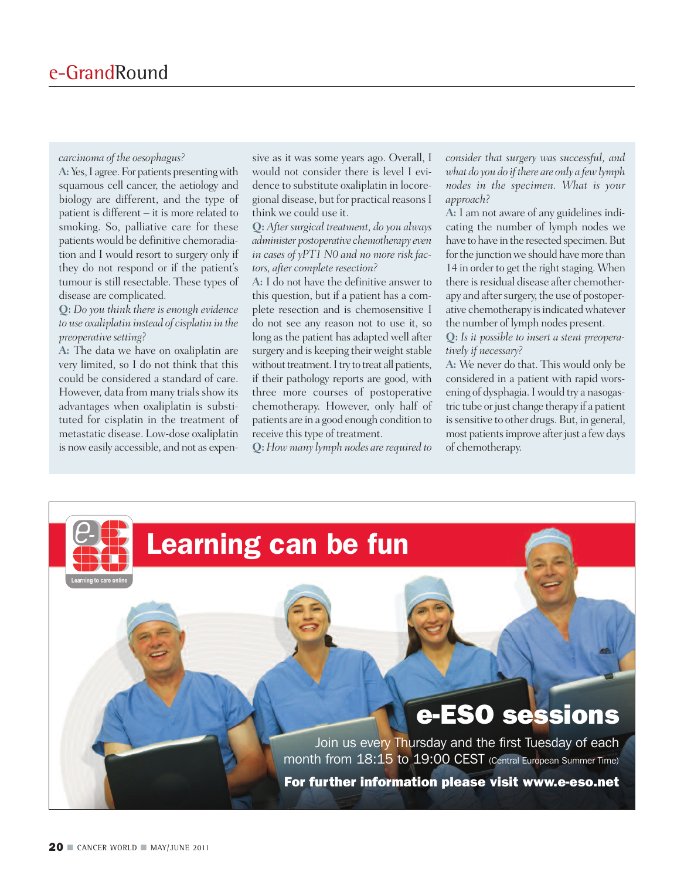*carcinoma of the oesophagus?*

**A:** Yes, I agree. For patients presenting with squamous cell cancer, the aetiology and biology are different, and the type of patient is different – it is more related to smoking. So, palliative care for these patients would be definitive chemoradiation and I would resort to surgery only if they do not respond or if the patient's tumour is still resectable. These types of disease are complicated.

**Q:** *Do you think there is enough evidence to use oxaliplatin instead of cisplatin in the preoperative setting?*

**A:** The data we have on oxaliplatin are very limited, so I do not think that this could be considered a standard of care. However, data from many trials show its advantages when oxaliplatin is substituted for cisplatin in the treatment of metastatic disease. Low-dose oxaliplatin is now easily accessible, and not as expensive as it was some years ago. Overall, I would not consider there is level I evidence to substitute oxaliplatin in locoregional disease, but for practical reasons I think we could use it.

**Q:** *After surgical treatment, do you always administer postoperative chemotherapy even in cases of yPT1 N0 and no more risk factors, after complete resection?*

**A:** I do not have the definitive answer to this question, but if a patient has a complete resection and is chemosensitive I do not see any reason not to use it, so long as the patient has adapted well after surgery and is keeping their weight stable without treatment. I try to treat all patients, if their pathology reports are good, with three more courses of postoperative chemotherapy. However, only half of patients are in a good enough condition to receive this type of treatment.

**Q:** *How many lymph nodes are required to consider that surgery was successful, and what do you do if there are only a few lymph nodes in the specimen. What is your approach?*

**A:** I am not aware of any guidelines indicating the number of lymph nodes we have to have in the resected specimen. But for the junction we should have more than 14 in order to get the right staging. When there is residual disease after chemotherapy and after surgery, the use of postoperative chemotherapy is indicated whatever the number of lymph nodes present.

**Q:** *Is it possible to insert a stent preoperatively if necessary?*

**A:** We never do that. This would only be considered in a patient with rapid worsening of dysphagia. I would try a nasogastric tube or just change therapy if a patient is sensitive to other drugs. But, in general, most patients improve after just a few days of chemotherapy.

Learning can be fun

e-ESO sessions

Join us every Thursday and the first Tuesday of each month from 18:15 to 19:00 CEST (Central European Summer Time)

**For further information please visit www.e-eso.net**